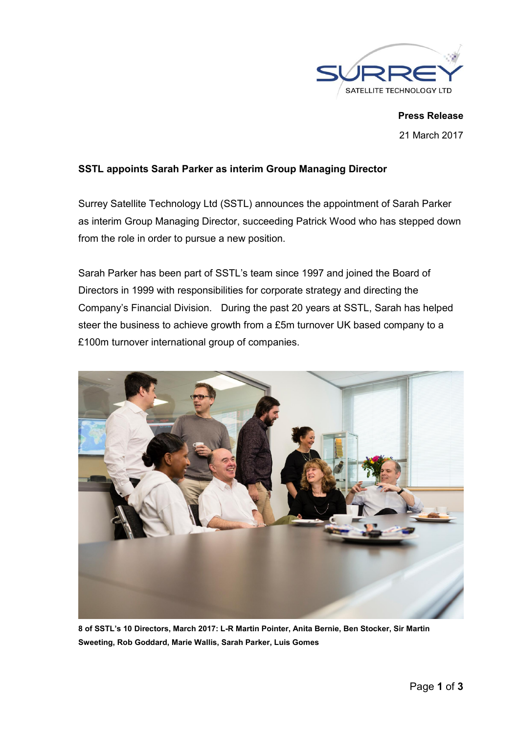**Press Release**

21 March 2017

**SSTL appoints Sarah Parker as interim Group Managing Director**

Surrey Satellite Technology Ltd (SSTL) announces the appointment of Sarah Parker as interim Group Managing Director, succeeding Patrick Wood who has stepped down from the role in order to pursue a new position.

Sarah Parker has been part of SSTL's team since 1997 and joined the Board of Directors in 1999 with responsibilities for corporate strategy and directing the Company's Financial Division. During the past 20 years at SSTL, Sarah has helped steer the business to achieve growth from a £5m turnover UK based company to a £100m turnover international group of companies.

**8 of SSTL's 10 Directors, March 2017: L-R Martin Pointer, Anita Bernie, Ben Stocker, Sir Martin Sweeting, Rob Goddard, Marie Wallis, Sarah Parker, Luis Gomes**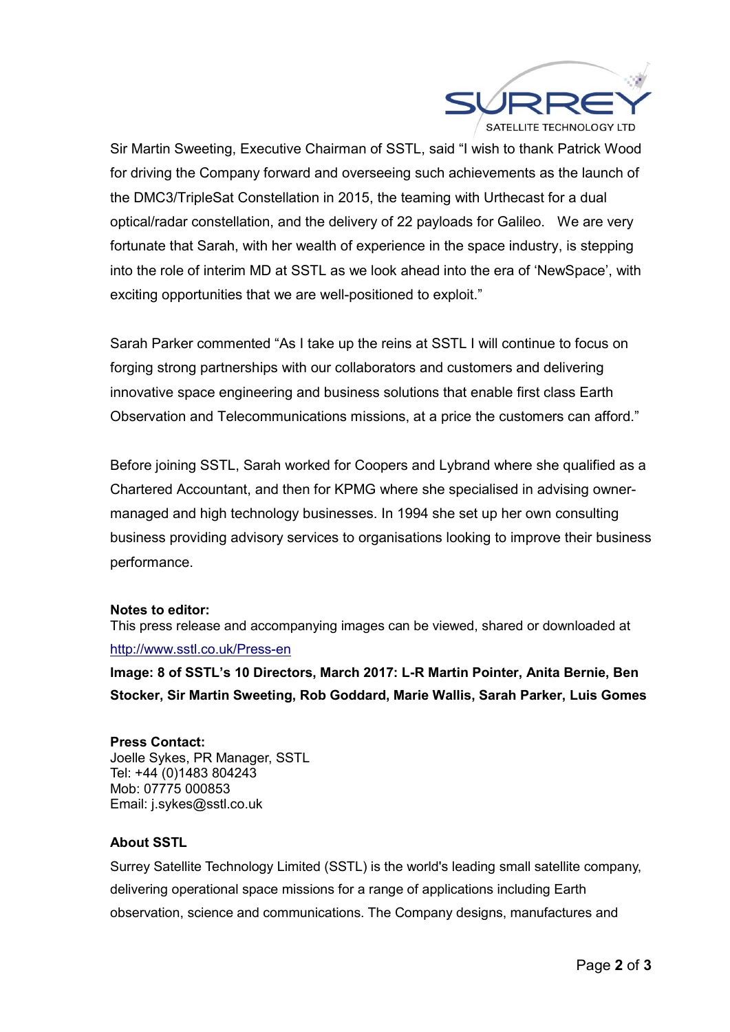Sir Martin Sweeting, Executive Chairman of SSTL, said "I wish to thank Patrick Wood for driving the Company forward and overseeing such achievements as the launch of the DMC3/TripleSat Constellation in 2015, the teaming with Urthecast for a dual optical/radar constellation, and the delivery of 22 payloads for Galileo. We are very fortunate that Sarah, with her wealth of experience in the space industry, is stepping into the role of interim MD at SSTL as we look ahead into the era of 'NewSpace', with exciting opportunities that we are well-positioned to exploit."

Sarah Parker commented "As I take up the reins at SSTL I will continue to focus on forging strong partnerships with our collaborators and customers and delivering innovative space engineering and business solutions that enable first class Earth Observation and Telecommunications missions, at a price the customers can afford."

Before joining SSTL, Sarah worked for Coopers and Lybrand where she qualified as a Chartered Accountant, and then for KPMG where she specialised in advising owner-managed and high technology businesses. In 1994 she set up her own consulting business providing advisory services to organisations looking to improve their business performance.

**Notes to editor:**
This press release and accompanying images can be viewed, shared or downloaded at http://www.sstl.co.uk/Press-en

**Image: 8 of SSTL's 10 Directors, March 2017: L-R Martin Pointer, Anita Bernie, Ben Stocker, Sir Martin Sweeting, Rob Goddard, Marie Wallis, Sarah Parker, Luis Gomes**

**Press Contact:**
Joelle Sykes, PR Manager, SSTL
Tel: +44 (0)1483 804243
Mob: 07775 000853
Email: j.sykes@sstl.co.uk

**About SSTL**

Surrey Satellite Technology Limited (SSTL) is the world's leading small satellite company, delivering operational space missions for a range of applications including Earth observation, science and communications. The Company designs, manufactures and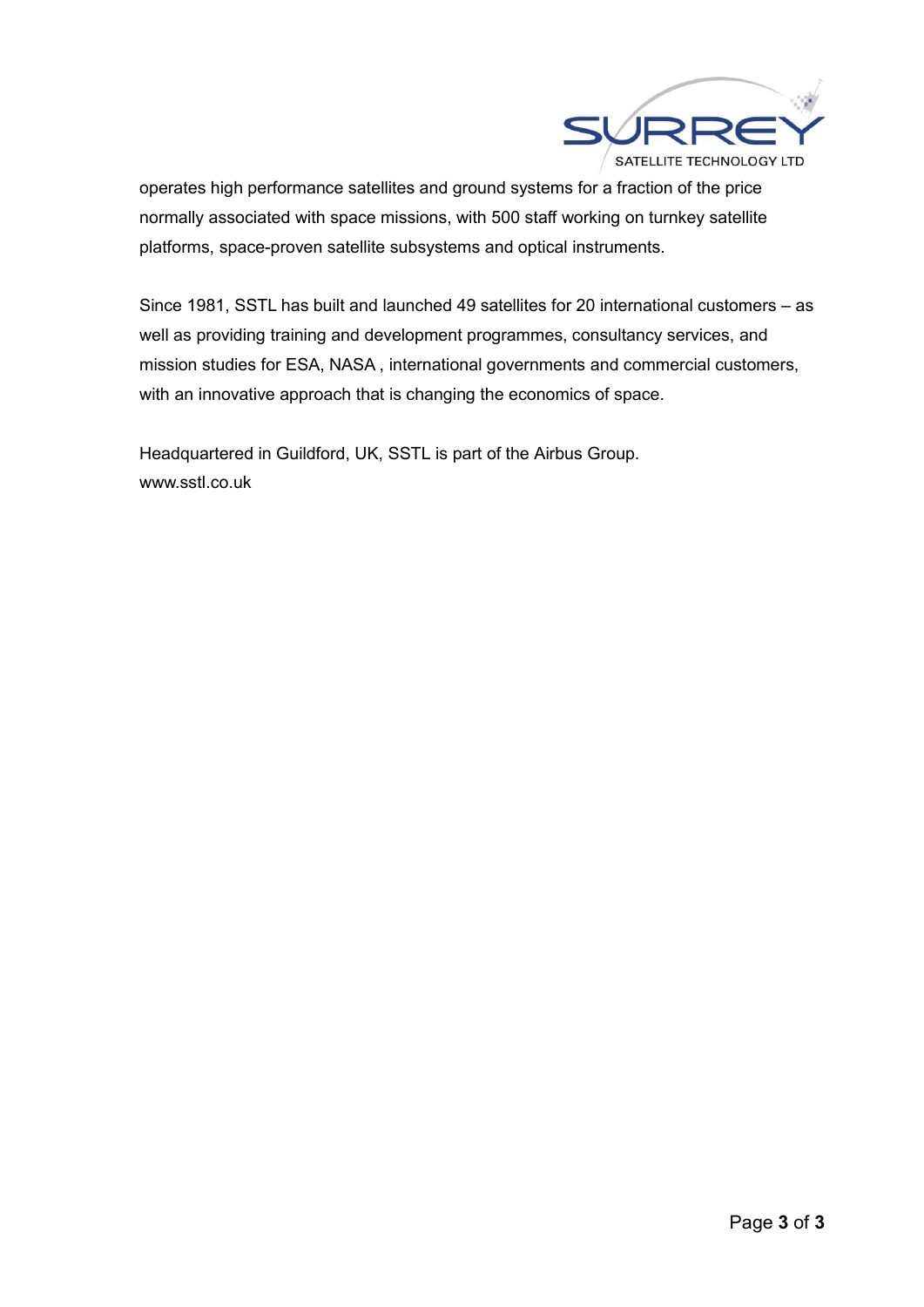operates high performance satellites and ground systems for a fraction of the price normally associated with space missions, with 500 staff working on turnkey satellite platforms, space-proven satellite subsystems and optical instruments.

Since 1981, SSTL has built and launched 49 satellites for 20 international customers – as well as providing training and development programmes, consultancy services, and mission studies for ESA, NASA , international governments and commercial customers, with an innovative approach that is changing the economics of space.

Headquartered in Guildford, UK, SSTL is part of the Airbus Group.
www.sstl.co.uk